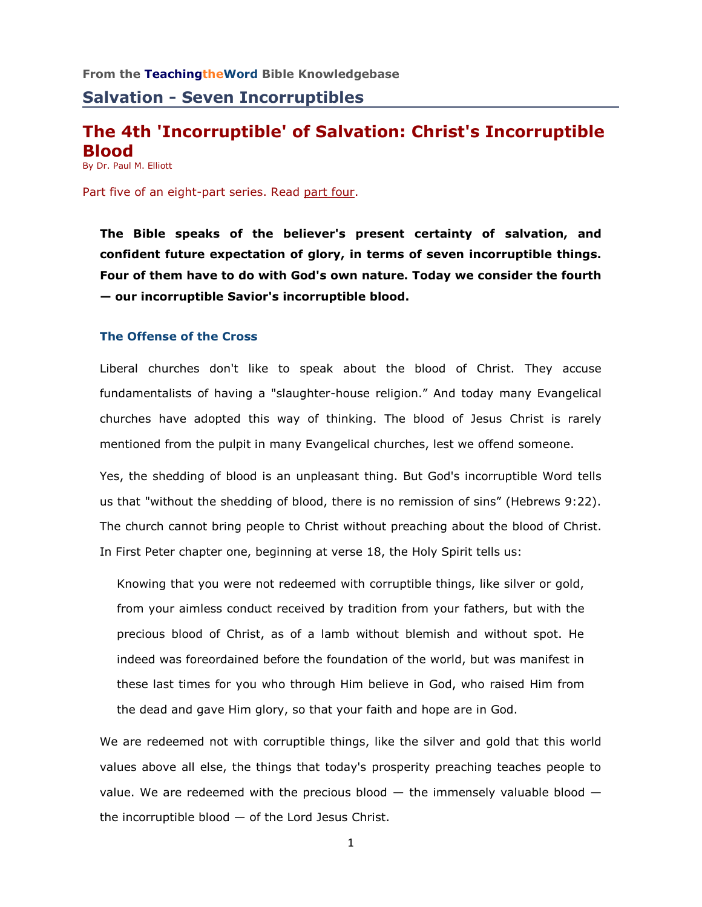From the **TeachingtheWord** Bible Knowledgebase

## Salvation - Seven Incorruptibles

# The 4th 'Incorruptible' of Salvation: Christ's Incorruptible Blood

By Dr. Paul M. Elliott

Part five of an eight-part series. Read part four.

**The Bible speaks of the believer's present certainty of salvation, and confident future expectation of glory, in terms of seven incorruptible things. Four of them have to do with God's own nature. Today we consider the fourth — our incorruptible Savior's incorruptible blood.**

### The Offense of the Cross

Liberal churches don't like to speak about the blood of Christ. They accuse fundamentalists of having a "slaughter-house religion." And today many Evangelical churches have adopted this way of thinking. The blood of Jesus Christ is rarely mentioned from the pulpit in many Evangelical churches, lest we offend someone.

Yes, the shedding of blood is an unpleasant thing. But God's incorruptible Word tells us that "without the shedding of blood, there is no remission of sins" (Hebrews 9:22). The church cannot bring people to Christ without preaching about the blood of Christ. In First Peter chapter one, beginning at verse 18, the Holy Spirit tells us:

> Knowing that you were not redeemed with corruptible things, like silver or gold, from your aimless conduct received by tradition from your fathers, but with the precious blood of Christ, as of a lamb without blemish and without spot. He indeed was foreordained before the foundation of the world, but was manifest in these last times for you who through Him believe in God, who raised Him from the dead and gave Him glory, so that your faith and hope are in God.

We are redeemed not with corruptible things, like the silver and gold that this world values above all else, the things that today's prosperity preaching teaches people to value. We are redeemed with the precious blood — the immensely valuable blood — the incorruptible blood — of the Lord Jesus Christ.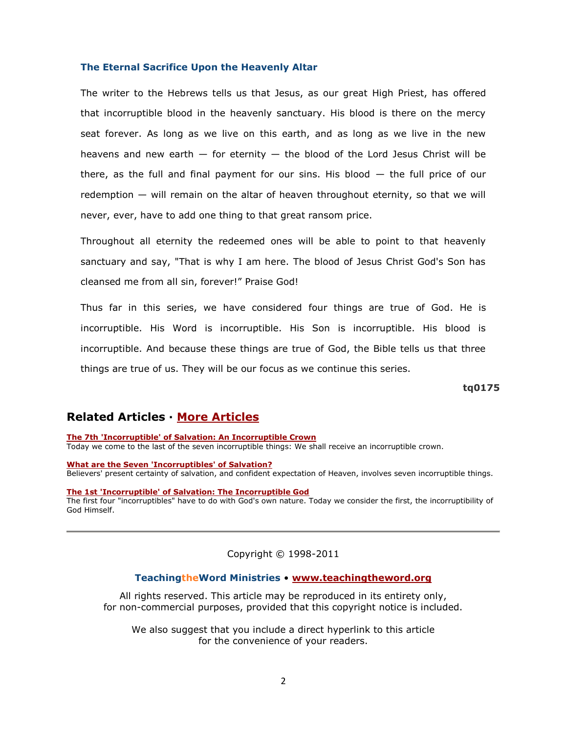### The Eternal Sacrifice Upon the Heavenly Altar

The writer to the Hebrews tells us that Jesus, as our great High Priest, has offered that incorruptible blood in the heavenly sanctuary. His blood is there on the mercy seat forever. As long as we live on this earth, and as long as we live in the new heavens and new earth — for eternity — the blood of the Lord Jesus Christ will be there, as the full and final payment for our sins. His blood — the full price of our redemption — will remain on the altar of heaven throughout eternity, so that we will never, ever, have to add one thing to that great ransom price.

Throughout all eternity the redeemed ones will be able to point to that heavenly sanctuary and say, "That is why I am here. The blood of Jesus Christ God's Son has cleansed me from all sin, forever!" Praise God!

Thus far in this series, we have considered four things are true of God. He is incorruptible. His Word is incorruptible. His Son is incorruptible. His blood is incorruptible. And because these things are true of God, the Bible tells us that three things are true of us. They will be our focus as we continue this series.

**tq0175**

## Related Articles · More Articles

**The 7th 'Incorruptible' of Salvation: An Incorruptible Crown**
Today we come to the last of the seven incorruptible things: We shall receive an incorruptible crown.

**What are the Seven 'Incorruptibles' of Salvation?**
Believers' present certainty of salvation, and confident expectation of Heaven, involves seven incorruptible things.

**The 1st 'Incorruptible' of Salvation: The Incorruptible God**
The first four "incorruptibles" have to do with God's own nature. Today we consider the first, the incorruptibility of God Himself.

---

Copyright © 1998-2011

**TeachingtheWord Ministries • www.teachingtheword.org**

All rights reserved. This article may be reproduced in its entirety only, for non-commercial purposes, provided that this copyright notice is included.

We also suggest that you include a direct hyperlink to this article for the convenience of your readers.